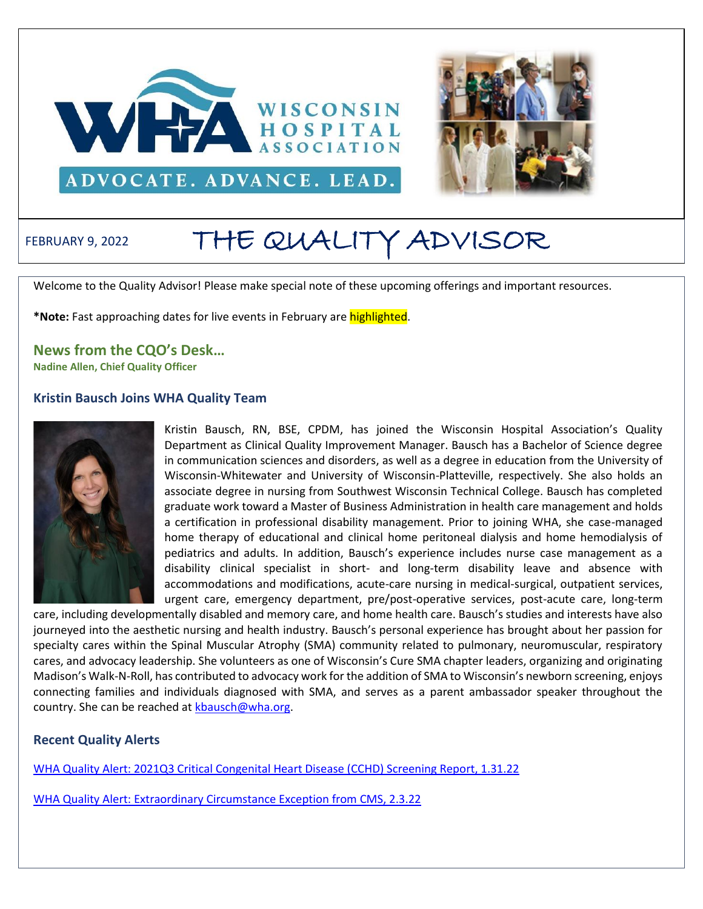FEBRUARY 9, 2022

# THE QUALITY ADVISOR

Welcome to the Quality Advisor! Please make special note of these upcoming offerings and important resources.

***Note:** Fast approaching dates for live events in February are highlighted.

## News from the CQO's Desk…

**Nadine Allen, Chief Quality Officer**

### Kristin Bausch Joins WHA Quality Team

Kristin Bausch, RN, BSE, CPDM, has joined the Wisconsin Hospital Association's Quality Department as Clinical Quality Improvement Manager. Bausch has a Bachelor of Science degree in communication sciences and disorders, as well as a degree in education from the University of Wisconsin-Whitewater and University of Wisconsin-Platteville, respectively. She also holds an associate degree in nursing from Southwest Wisconsin Technical College. Bausch has completed graduate work toward a Master of Business Administration in health care management and holds a certification in professional disability management. Prior to joining WHA, she case-managed home therapy of educational and clinical home peritoneal dialysis and home hemodialysis of pediatrics and adults. In addition, Bausch's experience includes nurse case management as a disability clinical specialist in short- and long-term disability leave and absence with accommodations and modifications, acute-care nursing in medical-surgical, outpatient services, urgent care, emergency department, pre/post-operative services, post-acute care, long-term care, including developmentally disabled and memory care, and home health care. Bausch's studies and interests have also journeyed into the aesthetic nursing and health industry. Bausch's personal experience has brought about her passion for specialty cares within the Spinal Muscular Atrophy (SMA) community related to pulmonary, neuromuscular, respiratory cares, and advocacy leadership. She volunteers as one of Wisconsin's Cure SMA chapter leaders, organizing and originating Madison's Walk-N-Roll, has contributed to advocacy work for the addition of SMA to Wisconsin's newborn screening, enjoys connecting families and individuals diagnosed with SMA, and serves as a parent ambassador speaker throughout the country. She can be reached at kbausch@wha.org.

### Recent Quality Alerts

WHA Quality Alert: 2021Q3 Critical Congenital Heart Disease (CCHD) Screening Report, 1.31.22

WHA Quality Alert: Extraordinary Circumstance Exception from CMS, 2.3.22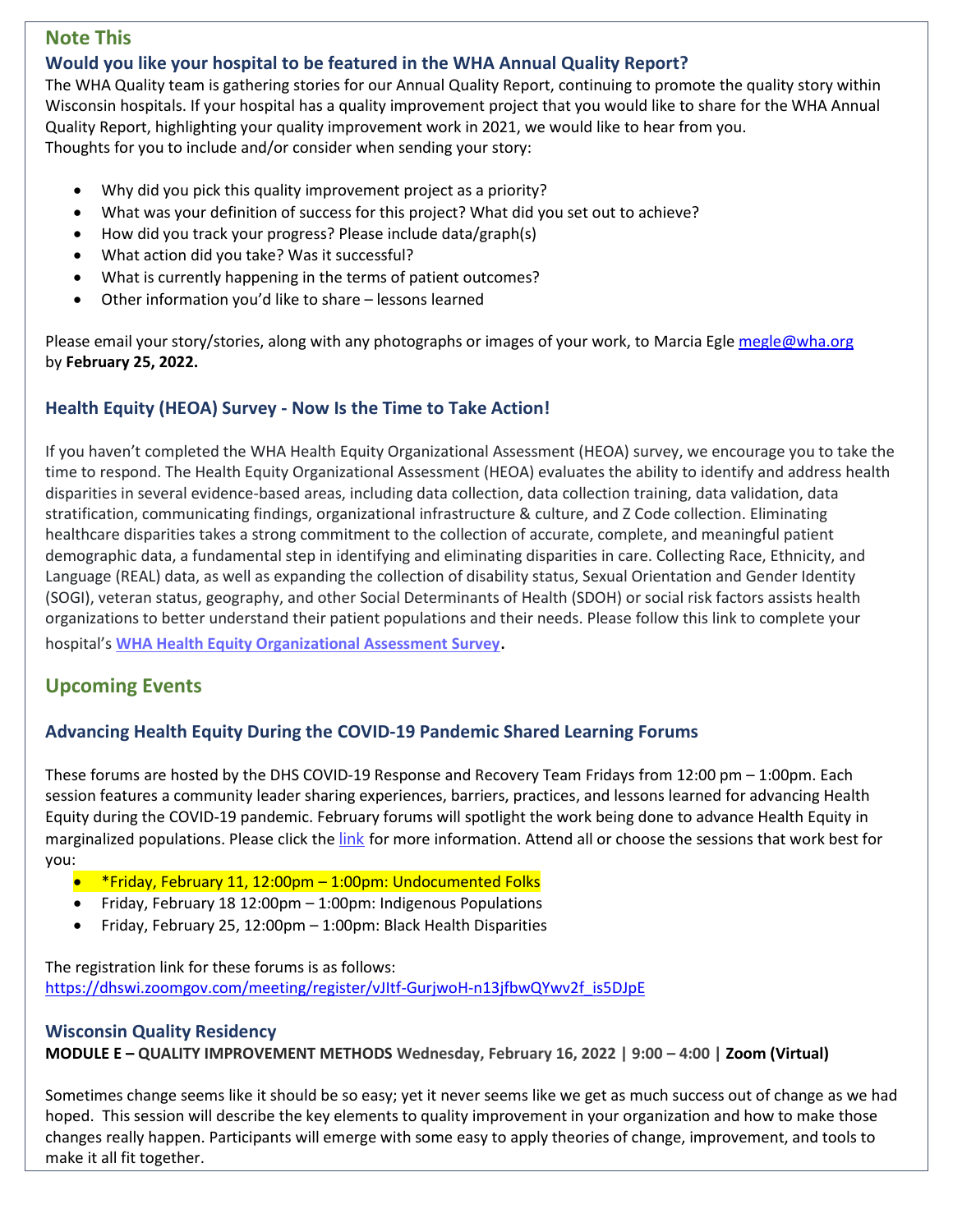## Note This

### Would you like your hospital to be featured in the WHA Annual Quality Report?

The WHA Quality team is gathering stories for our Annual Quality Report, continuing to promote the quality story within Wisconsin hospitals. If your hospital has a quality improvement project that you would like to share for the WHA Annual Quality Report, highlighting your quality improvement work in 2021, we would like to hear from you.
Thoughts for you to include and/or consider when sending your story:

- Why did you pick this quality improvement project as a priority?
- What was your definition of success for this project? What did you set out to achieve?
- How did you track your progress? Please include data/graph(s)
- What action did you take? Was it successful?
- What is currently happening in the terms of patient outcomes?
- Other information you'd like to share – lessons learned

Please email your story/stories, along with any photographs or images of your work, to Marcia Egle megle@wha.org by **February 25, 2022.**

### Health Equity (HEOA) Survey - Now Is the Time to Take Action!

If you haven't completed the WHA Health Equity Organizational Assessment (HEOA) survey, we encourage you to take the time to respond. The Health Equity Organizational Assessment (HEOA) evaluates the ability to identify and address health disparities in several evidence-based areas, including data collection, data collection training, data validation, data stratification, communicating findings, organizational infrastructure & culture, and Z Code collection. Eliminating healthcare disparities takes a strong commitment to the collection of accurate, complete, and meaningful patient demographic data, a fundamental step in identifying and eliminating disparities in care. Collecting Race, Ethnicity, and Language (REAL) data, as well as expanding the collection of disability status, Sexual Orientation and Gender Identity (SOGI), veteran status, geography, and other Social Determinants of Health (SDOH) or social risk factors assists health organizations to better understand their patient populations and their needs. Please follow this link to complete your hospital's **WHA Health Equity Organizational Assessment Survey**.

## Upcoming Events

### Advancing Health Equity During the COVID-19 Pandemic Shared Learning Forums

These forums are hosted by the DHS COVID-19 Response and Recovery Team Fridays from 12:00 pm – 1:00pm. Each session features a community leader sharing experiences, barriers, practices, and lessons learned for advancing Health Equity during the COVID-19 pandemic. February forums will spotlight the work being done to advance Health Equity in marginalized populations. Please click the link for more information. Attend all or choose the sessions that work best for you:

- *Friday, February 11, 12:00pm – 1:00pm: Undocumented Folks
- Friday, February 18 12:00pm – 1:00pm: Indigenous Populations
- Friday, February 25, 12:00pm – 1:00pm: Black Health Disparities

The registration link for these forums is as follows:
https://dhswi.zoomgov.com/meeting/register/vJItf-GurjwoH-n13jfbwQYwv2f_is5DJpE

### Wisconsin Quality Residency

**MODULE E – QUALITY IMPROVEMENT METHODS Wednesday, February 16, 2022 | 9:00 – 4:00 | Zoom (Virtual)**

Sometimes change seems like it should be so easy; yet it never seems like we get as much success out of change as we had hoped. This session will describe the key elements to quality improvement in your organization and how to make those changes really happen. Participants will emerge with some easy to apply theories of change, improvement, and tools to make it all fit together.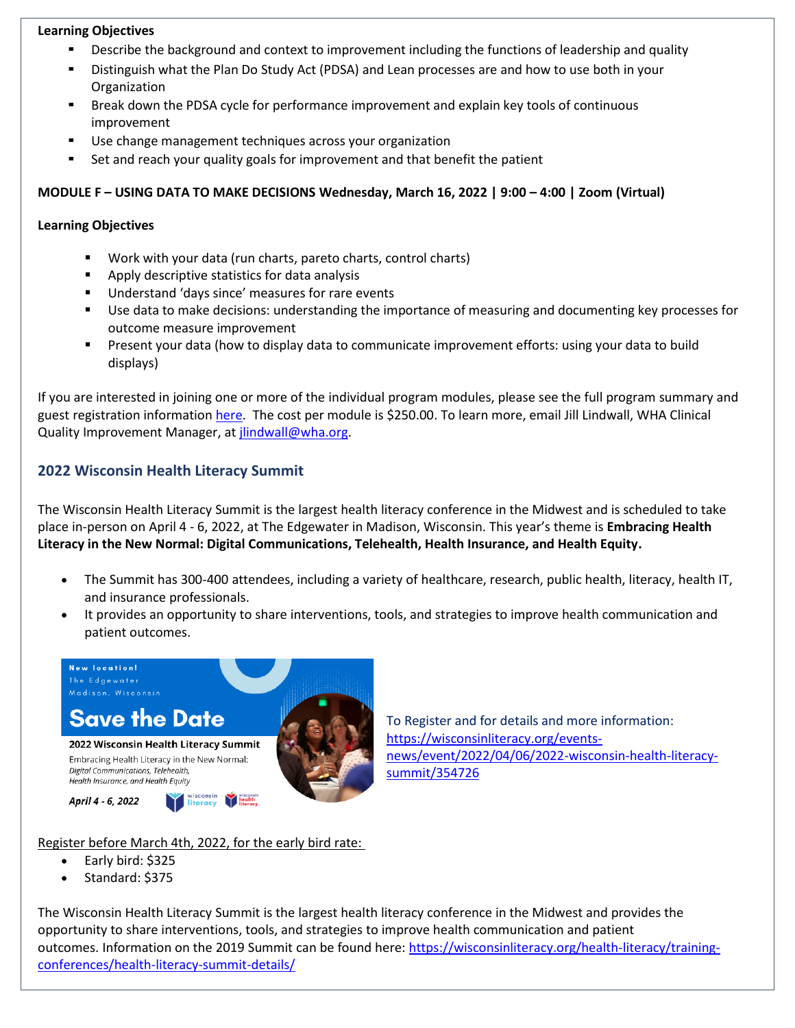**Learning Objectives**

- Describe the background and context to improvement including the functions of leadership and quality
- Distinguish what the Plan Do Study Act (PDSA) and Lean processes are and how to use both in your Organization
- Break down the PDSA cycle for performance improvement and explain key tools of continuous improvement
- Use change management techniques across your organization
- Set and reach your quality goals for improvement and that benefit the patient

**MODULE F – USING DATA TO MAKE DECISIONS Wednesday, March 16, 2022 | 9:00 – 4:00 | Zoom (Virtual)**

**Learning Objectives**

- Work with your data (run charts, pareto charts, control charts)
- Apply descriptive statistics for data analysis
- Understand 'days since' measures for rare events
- Use data to make decisions: understanding the importance of measuring and documenting key processes for outcome measure improvement
- Present your data (how to display data to communicate improvement efforts: using your data to build displays)

If you are interested in joining one or more of the individual program modules, please see the full program summary and guest registration information here. The cost per module is $250.00. To learn more, email Jill Lindwall, WHA Clinical Quality Improvement Manager, at jlindwall@wha.org.

## 2022 Wisconsin Health Literacy Summit

The Wisconsin Health Literacy Summit is the largest health literacy conference in the Midwest and is scheduled to take place in-person on April 4 - 6, 2022, at The Edgewater in Madison, Wisconsin. This year's theme is **Embracing Health Literacy in the New Normal: Digital Communications, Telehealth, Health Insurance, and Health Equity.**

- The Summit has 300-400 attendees, including a variety of healthcare, research, public health, literacy, health IT, and insurance professionals.
- It provides an opportunity to share interventions, tools, and strategies to improve health communication and patient outcomes.

New location! The Edgewater Madison, Wisconsin

**Save the Date**

**2022 Wisconsin Health Literacy Summit**

Embracing Health Literacy in the New Normal: *Digital Communications, Telehealth, Health Insurance, and Health Equity*

***April 4 - 6, 2022***

To Register and for details and more information: https://wisconsinliteracy.org/events-news/event/2022/04/06/2022-wisconsin-health-literacy-summit/354726

Register before March 4th, 2022, for the early bird rate:

- Early bird: $325
- Standard: $375

The Wisconsin Health Literacy Summit is the largest health literacy conference in the Midwest and provides the opportunity to share interventions, tools, and strategies to improve health communication and patient outcomes. Information on the 2019 Summit can be found here: https://wisconsinliteracy.org/health-literacy/training-conferences/health-literacy-summit-details/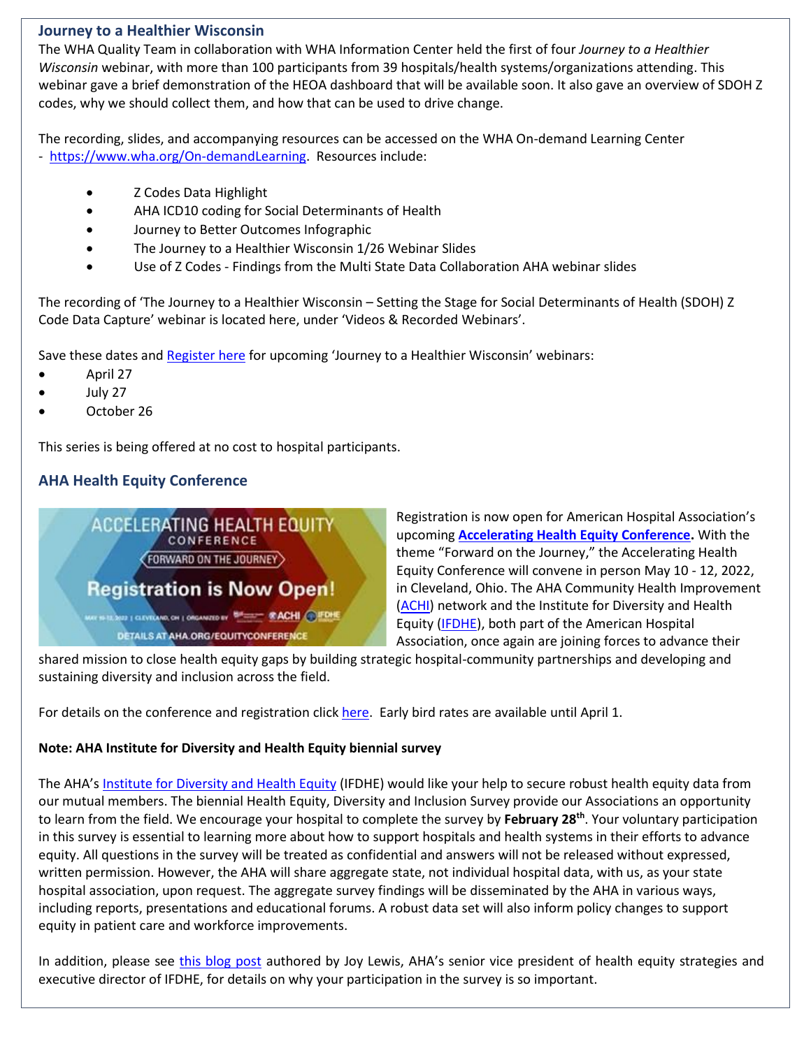### Journey to a Healthier Wisconsin

The WHA Quality Team in collaboration with WHA Information Center held the first of four *Journey to a Healthier Wisconsin* webinar, with more than 100 participants from 39 hospitals/health systems/organizations attending. This webinar gave a brief demonstration of the HEOA dashboard that will be available soon. It also gave an overview of SDOH Z codes, why we should collect them, and how that can be used to drive change.

The recording, slides, and accompanying resources can be accessed on the WHA On-demand Learning Center - https://www.wha.org/On-demandLearning. Resources include:

- Z Codes Data Highlight
- AHA ICD10 coding for Social Determinants of Health
- Journey to Better Outcomes Infographic
- The Journey to a Healthier Wisconsin 1/26 Webinar Slides
- Use of Z Codes - Findings from the Multi State Data Collaboration AHA webinar slides

The recording of 'The Journey to a Healthier Wisconsin – Setting the Stage for Social Determinants of Health (SDOH) Z Code Data Capture' webinar is located here, under 'Videos & Recorded Webinars'.

Save these dates and Register here for upcoming 'Journey to a Healthier Wisconsin' webinars:

- April 27
- July 27
- October 26

This series is being offered at no cost to hospital participants.

### AHA Health Equity Conference

Registration is now open for American Hospital Association's upcoming **Accelerating Health Equity Conference.** With the theme "Forward on the Journey," the Accelerating Health Equity Conference will convene in person May 10 - 12, 2022, in Cleveland, Ohio. The AHA Community Health Improvement (ACHI) network and the Institute for Diversity and Health Equity (IFDHE), both part of the American Hospital Association, once again are joining forces to advance their shared mission to close health equity gaps by building strategic hospital-community partnerships and developing and sustaining diversity and inclusion across the field.

For details on the conference and registration click here. Early bird rates are available until April 1.

**Note: AHA Institute for Diversity and Health Equity biennial survey**

The AHA's Institute for Diversity and Health Equity (IFDHE) would like your help to secure robust health equity data from our mutual members. The biennial Health Equity, Diversity and Inclusion Survey provide our Associations an opportunity to learn from the field. We encourage your hospital to complete the survey by **February 28th**. Your voluntary participation in this survey is essential to learning more about how to support hospitals and health systems in their efforts to advance equity. All questions in the survey will be treated as confidential and answers will not be released without expressed, written permission. However, the AHA will share aggregate state, not individual hospital data, with us, as your state hospital association, upon request. The aggregate survey findings will be disseminated by the AHA in various ways, including reports, presentations and educational forums. A robust data set will also inform policy changes to support equity in patient care and workforce improvements.

In addition, please see this blog post authored by Joy Lewis, AHA's senior vice president of health equity strategies and executive director of IFDHE, for details on why your participation in the survey is so important.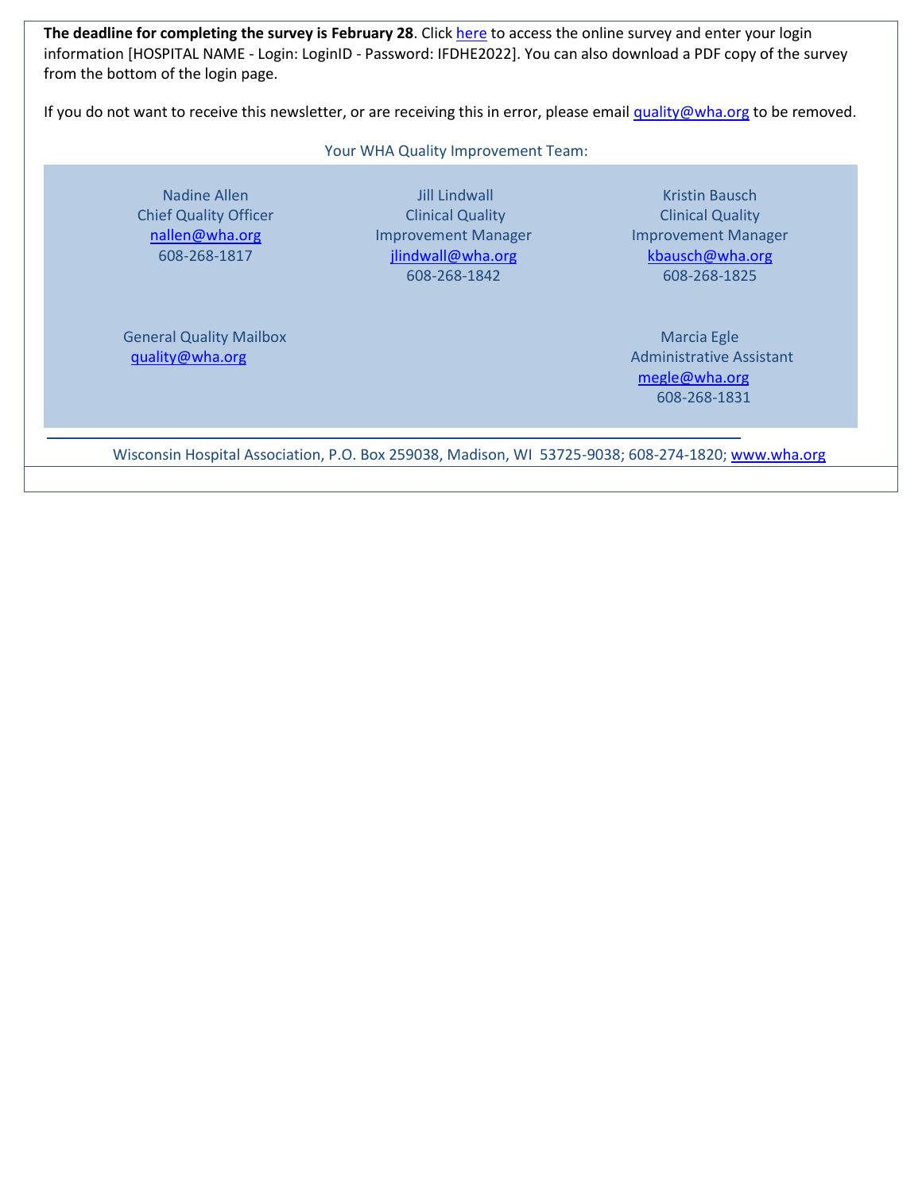**The deadline for completing the survey is February 28**. Click here to access the online survey and enter your login information [HOSPITAL NAME - Login: LoginID - Password: IFDHE2022]. You can also download a PDF copy of the survey from the bottom of the login page.

If you do not want to receive this newsletter, or are receiving this in error, please email quality@wha.org to be removed.

Your WHA Quality Improvement Team:

Nadine Allen
Chief Quality Officer
nallen@wha.org
608-268-1817

Jill Lindwall
Clinical Quality Improvement Manager
jlindwall@wha.org
608-268-1842

Kristin Bausch
Clinical Quality Improvement Manager
kbausch@wha.org
608-268-1825

General Quality Mailbox
quality@wha.org

Marcia Egle
Administrative Assistant
megle@wha.org
608-268-1831

Wisconsin Hospital Association, P.O. Box 259038, Madison, WI 53725-9038; 608-274-1820; www.wha.org